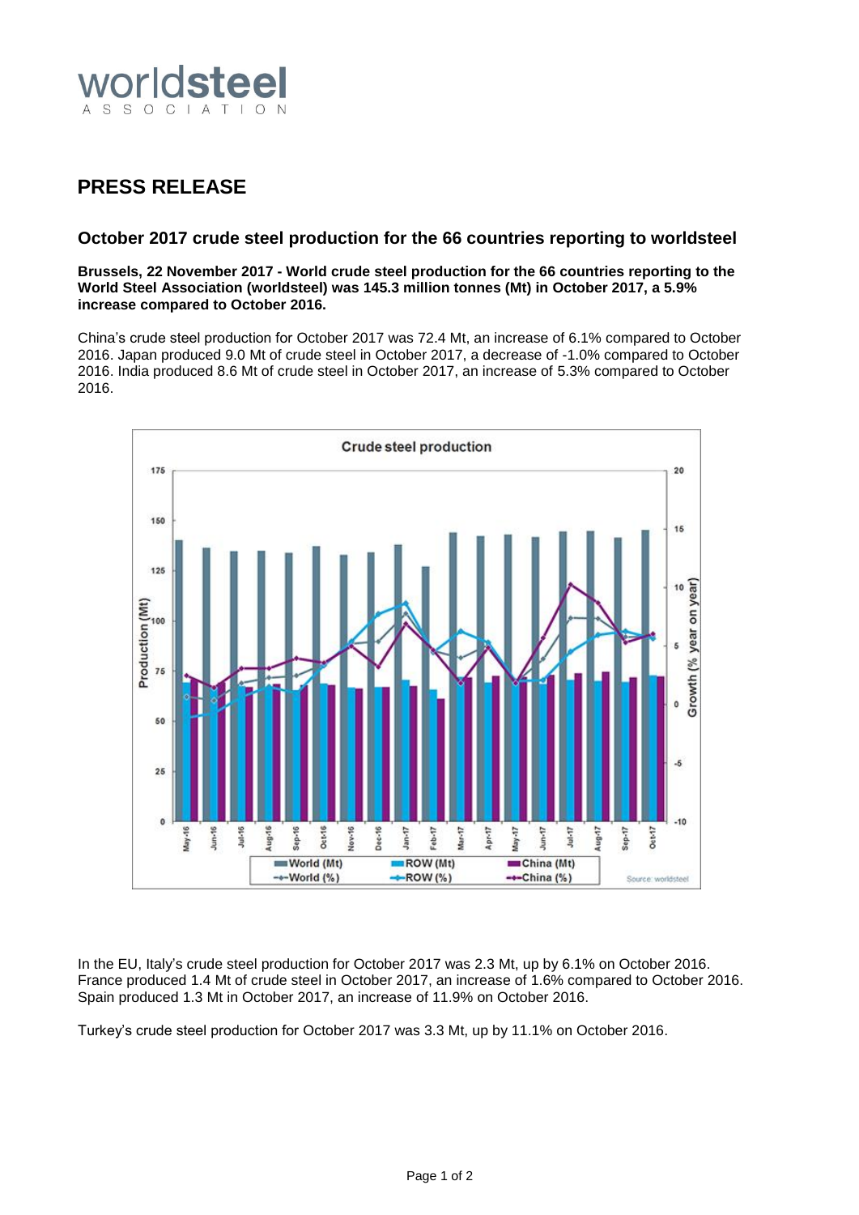# PRESS RELEASE

## October 2017 crude steel production for the 66 countries reporting to worldsteel

**Brussels, 22 November 2017 - World crude steel production for the 66 countries reporting to the World Steel Association (worldsteel) was 145.3 million tonnes (Mt) in October 2017, a 5.9% increase compared to October 2016.**

China's crude steel production for October 2017 was 72.4 Mt, an increase of 6.1% compared to October 2016. Japan produced 9.0 Mt of crude steel in October 2017, a decrease of -1.0% compared to October 2016. India produced 8.6 Mt of crude steel in October 2017, an increase of 5.3% compared to October 2016.

In the EU, Italy's crude steel production for October 2017 was 2.3 Mt, up by 6.1% on October 2016. France produced 1.4 Mt of crude steel in October 2017, an increase of 1.6% compared to October 2016. Spain produced 1.3 Mt in October 2017, an increase of 11.9% on October 2016.

Turkey's crude steel production for October 2017 was 3.3 Mt, up by 11.1% on October 2016.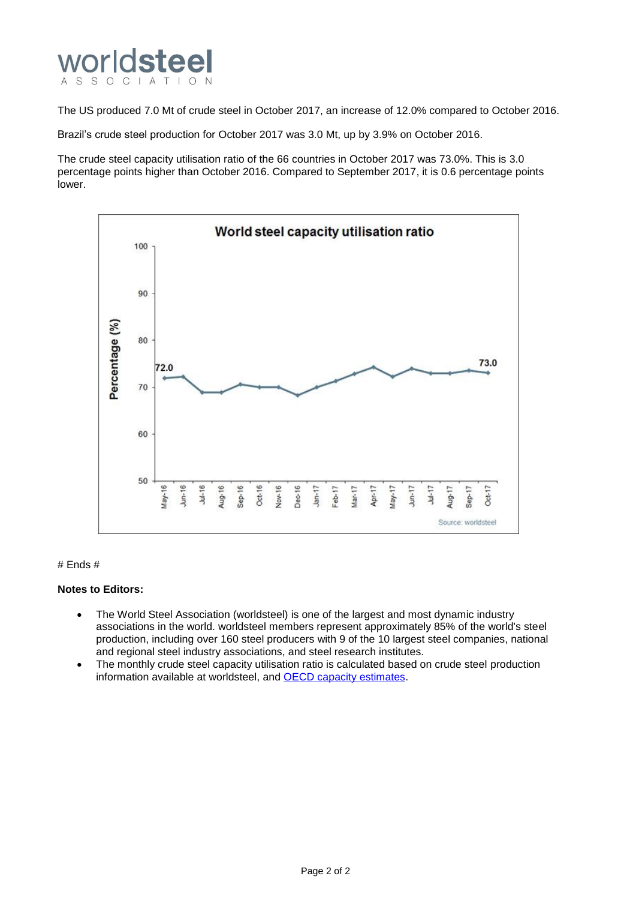The US produced 7.0 Mt of crude steel in October 2017, an increase of 12.0% compared to October 2016.

Brazil's crude steel production for October 2017 was 3.0 Mt, up by 3.9% on October 2016.

The crude steel capacity utilisation ratio of the 66 countries in October 2017 was 73.0%. This is 3.0 percentage points higher than October 2016. Compared to September 2017, it is 0.6 percentage points lower.

World steel capacity utilisation ratio

Percentage (%)

100
90
80
70
60
50

72.0
73.0

May-16 Jun-16 Jul-16 Aug-16 Sep-16 Oct-16 Nov-16 Dec-16 Jan-17 Feb-17 Mar-17 Apr-17 May-17 Jun-17 Jul-17 Aug-17 Sep-17 Oct-17

Source: worldsteel

# Ends #

**Notes to Editors:**

- The World Steel Association (worldsteel) is one of the largest and most dynamic industry associations in the world. worldsteel members represent approximately 85% of the world's steel production, including over 160 steel producers with 9 of the 10 largest steel companies, national and regional steel industry associations, and steel research institutes.
- The monthly crude steel capacity utilisation ratio is calculated based on crude steel production information available at worldsteel, and OECD capacity estimates.